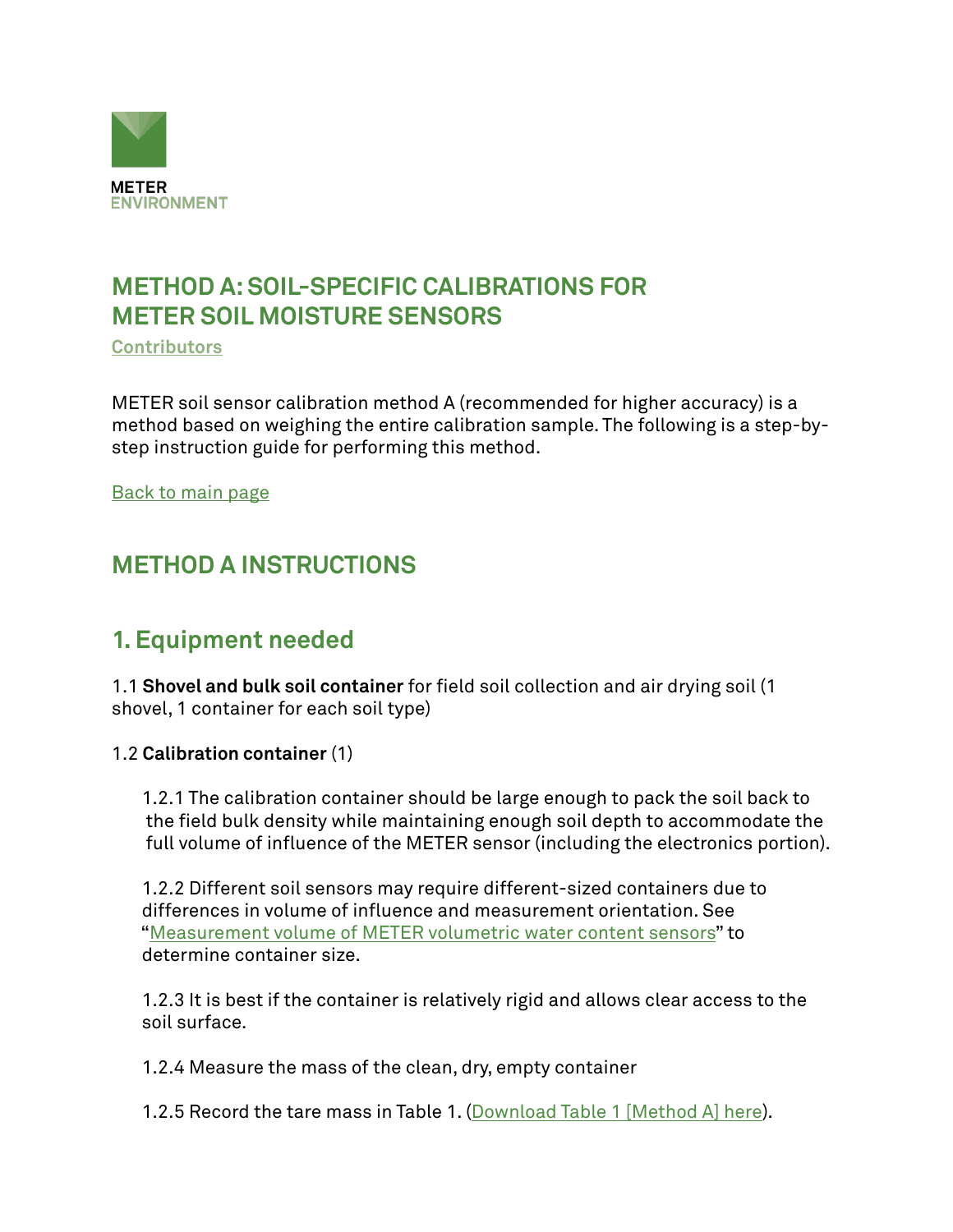METER
ENVIRONMENT

# METHOD A: SOIL-SPECIFIC CALIBRATIONS FOR METER SOIL MOISTURE SENSORS

Contributors

METER soil sensor calibration method A (recommended for higher accuracy) is a method based on weighing the entire calibration sample. The following is a step-by-step instruction guide for performing this method.

Back to main page

## METHOD A INSTRUCTIONS

## 1. Equipment needed

1.1 **Shovel and bulk soil container** for field soil collection and air drying soil (1 shovel, 1 container for each soil type)

1.2 **Calibration container** (1)

1.2.1 The calibration container should be large enough to pack the soil back to the field bulk density while maintaining enough soil depth to accommodate the full volume of influence of the METER sensor (including the electronics portion).

1.2.2 Different soil sensors may require different-sized containers due to differences in volume of influence and measurement orientation. See "Measurement volume of METER volumetric water content sensors" to determine container size.

1.2.3 It is best if the container is relatively rigid and allows clear access to the soil surface.

1.2.4 Measure the mass of the clean, dry, empty container

1.2.5 Record the tare mass in Table 1. (Download Table 1 [Method A] here).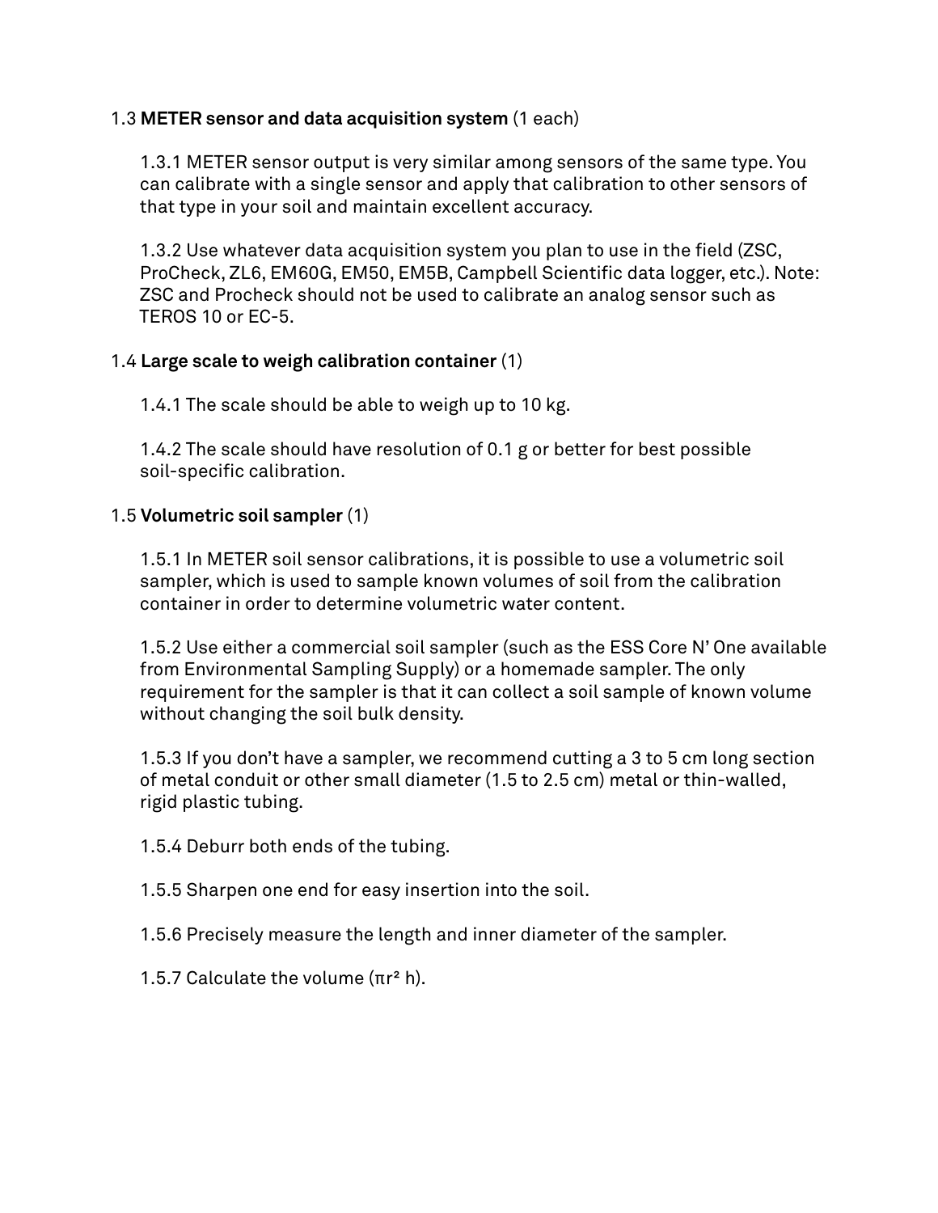1.3 **METER sensor and data acquisition system** (1 each)

1.3.1 METER sensor output is very similar among sensors of the same type. You can calibrate with a single sensor and apply that calibration to other sensors of that type in your soil and maintain excellent accuracy.

1.3.2 Use whatever data acquisition system you plan to use in the field (ZSC, ProCheck, ZL6, EM60G, EM50, EM5B, Campbell Scientific data logger, etc.). Note: ZSC and Procheck should not be used to calibrate an analog sensor such as TEROS 10 or EC-5.

1.4 **Large scale to weigh calibration container** (1)

1.4.1 The scale should be able to weigh up to 10 kg.

1.4.2 The scale should have resolution of 0.1 g or better for best possible soil-specific calibration.

1.5 **Volumetric soil sampler** (1)

1.5.1 In METER soil sensor calibrations, it is possible to use a volumetric soil sampler, which is used to sample known volumes of soil from the calibration container in order to determine volumetric water content.

1.5.2 Use either a commercial soil sampler (such as the ESS Core N' One available from Environmental Sampling Supply) or a homemade sampler. The only requirement for the sampler is that it can collect a soil sample of known volume without changing the soil bulk density.

1.5.3 If you don't have a sampler, we recommend cutting a 3 to 5 cm long section of metal conduit or other small diameter (1.5 to 2.5 cm) metal or thin-walled, rigid plastic tubing.

1.5.4 Deburr both ends of the tubing.

1.5.5 Sharpen one end for easy insertion into the soil.

1.5.6 Precisely measure the length and inner diameter of the sampler.

1.5.7 Calculate the volume ($\pi r^2 h$).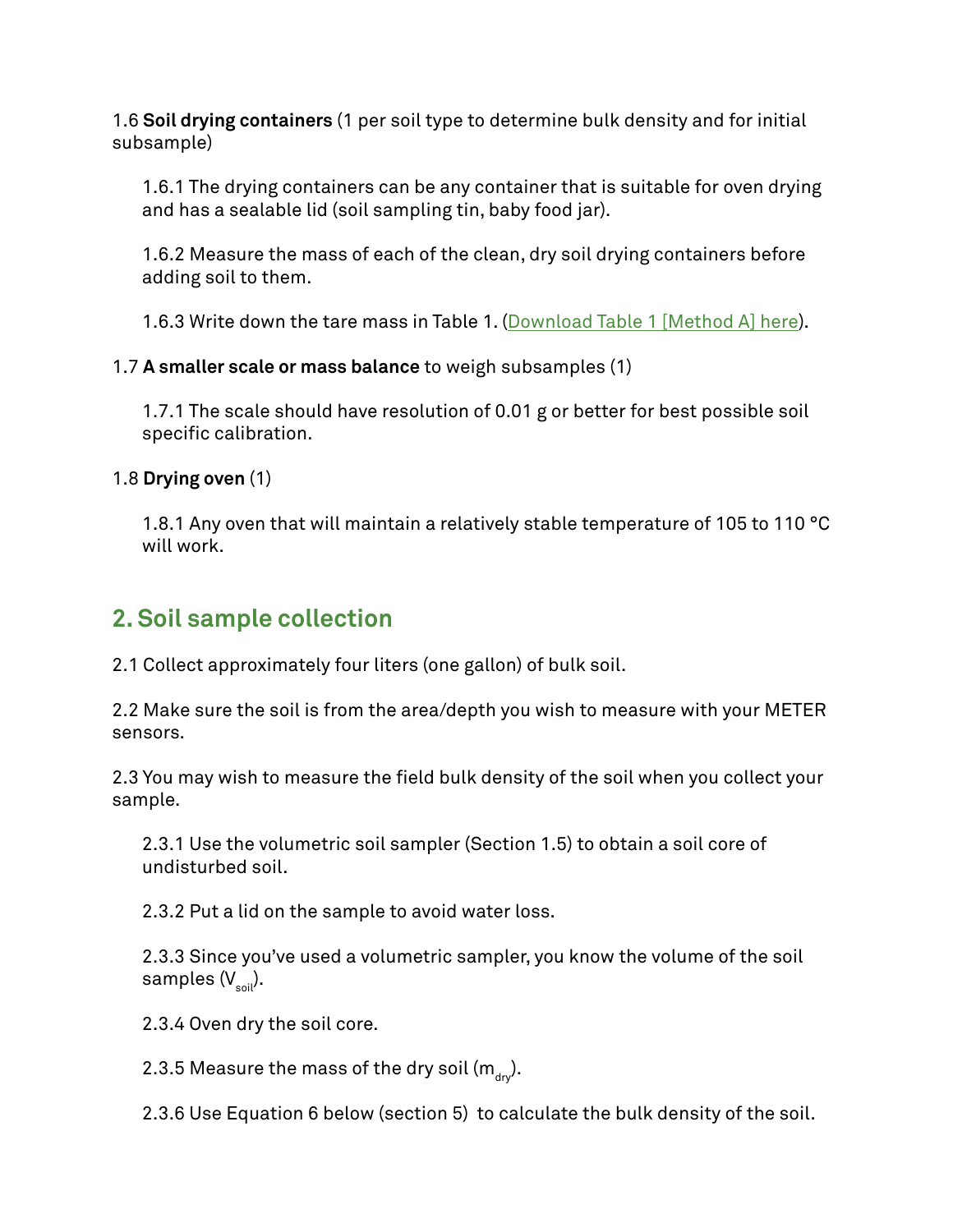1.6 **Soil drying containers** (1 per soil type to determine bulk density and for initial subsample)

1.6.1 The drying containers can be any container that is suitable for oven drying and has a sealable lid (soil sampling tin, baby food jar).

1.6.2 Measure the mass of each of the clean, dry soil drying containers before adding soil to them.

1.6.3 Write down the tare mass in Table 1. (Download Table 1 [Method A] here).

1.7 **A smaller scale or mass balance** to weigh subsamples (1)

1.7.1 The scale should have resolution of 0.01 g or better for best possible soil specific calibration.

1.8 **Drying oven** (1)

1.8.1 Any oven that will maintain a relatively stable temperature of 105 to 110 °C will work.

## 2. Soil sample collection

2.1 Collect approximately four liters (one gallon) of bulk soil.

2.2 Make sure the soil is from the area/depth you wish to measure with your METER sensors.

2.3 You may wish to measure the field bulk density of the soil when you collect your sample.

2.3.1 Use the volumetric soil sampler (Section 1.5) to obtain a soil core of undisturbed soil.

2.3.2 Put a lid on the sample to avoid water loss.

2.3.3 Since you've used a volumetric sampler, you know the volume of the soil samples ($V_{soil}$).

2.3.4 Oven dry the soil core.

2.3.5 Measure the mass of the dry soil ($m_{dry}$).

2.3.6 Use Equation 6 below (section 5) to calculate the bulk density of the soil.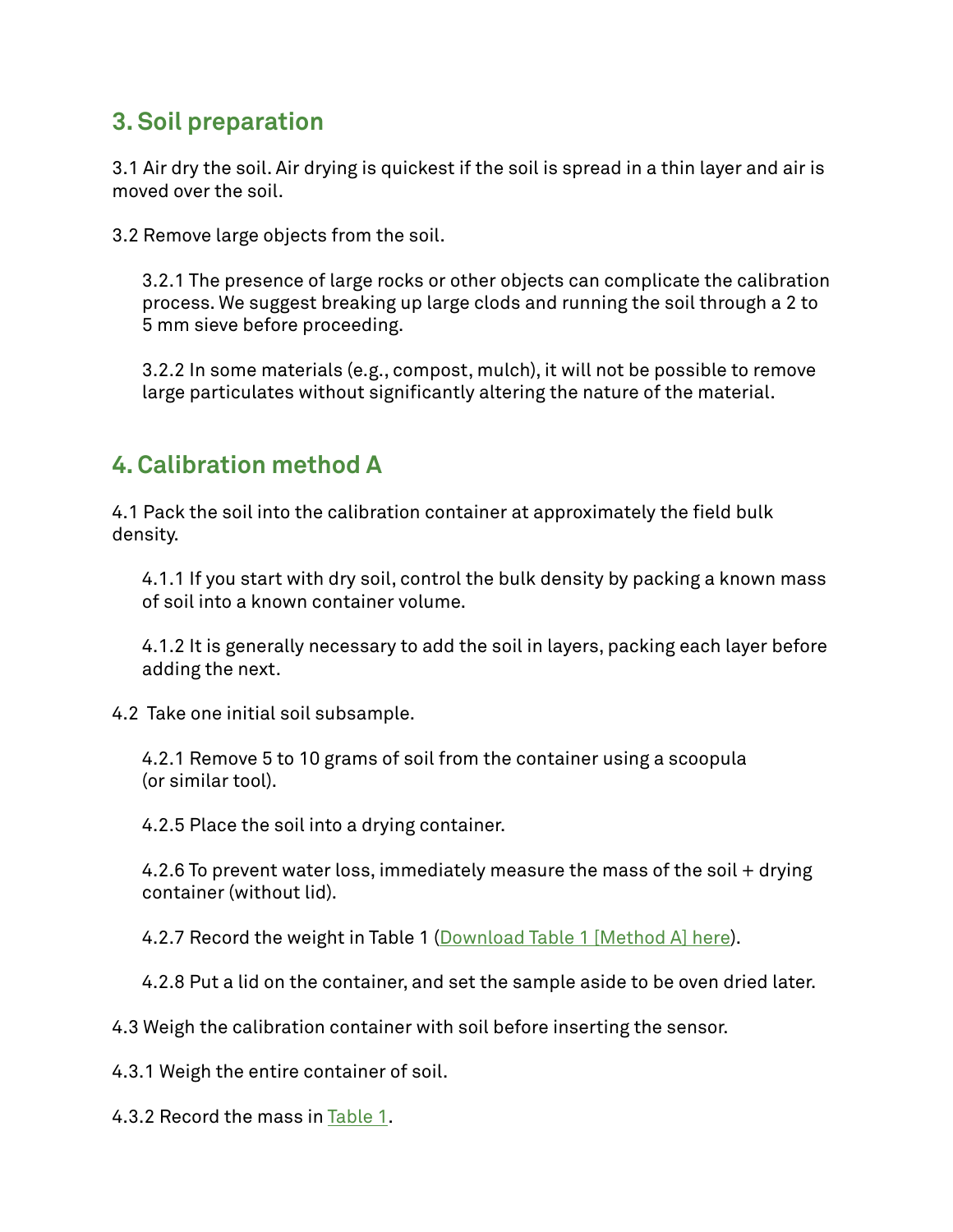## 3. Soil preparation

3.1 Air dry the soil. Air drying is quickest if the soil is spread in a thin layer and air is moved over the soil.

3.2 Remove large objects from the soil.

3.2.1 The presence of large rocks or other objects can complicate the calibration process. We suggest breaking up large clods and running the soil through a 2 to 5 mm sieve before proceeding.

3.2.2 In some materials (e.g., compost, mulch), it will not be possible to remove large particulates without significantly altering the nature of the material.

## 4. Calibration method A

4.1 Pack the soil into the calibration container at approximately the field bulk density.

4.1.1 If you start with dry soil, control the bulk density by packing a known mass of soil into a known container volume.

4.1.2 It is generally necessary to add the soil in layers, packing each layer before adding the next.

4.2 Take one initial soil subsample.

4.2.1 Remove 5 to 10 grams of soil from the container using a scoopula (or similar tool).

4.2.5 Place the soil into a drying container.

4.2.6 To prevent water loss, immediately measure the mass of the soil + drying container (without lid).

4.2.7 Record the weight in Table 1 (Download Table 1 [Method A] here).

4.2.8 Put a lid on the container, and set the sample aside to be oven dried later.

4.3 Weigh the calibration container with soil before inserting the sensor.

4.3.1 Weigh the entire container of soil.

4.3.2 Record the mass in Table 1.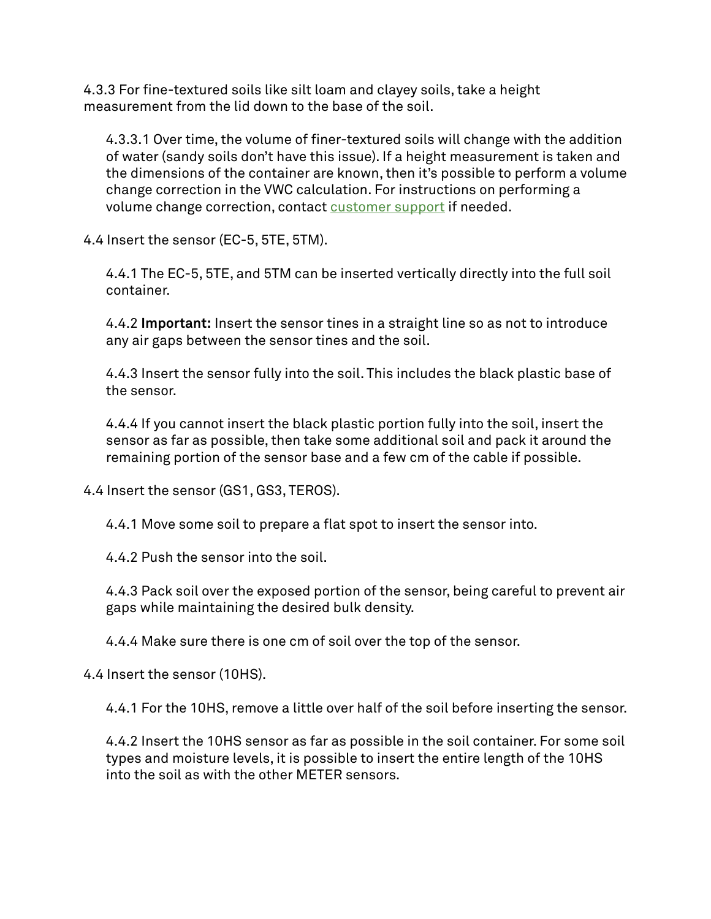4.3.3 For fine-textured soils like silt loam and clayey soils, take a height measurement from the lid down to the base of the soil.

4.3.3.1 Over time, the volume of finer-textured soils will change with the addition of water (sandy soils don't have this issue). If a height measurement is taken and the dimensions of the container are known, then it's possible to perform a volume change correction in the VWC calculation. For instructions on performing a volume change correction, contact customer support if needed.

4.4 Insert the sensor (EC-5, 5TE, 5TM).

4.4.1 The EC-5, 5TE, and 5TM can be inserted vertically directly into the full soil container.

4.4.2 **Important:** Insert the sensor tines in a straight line so as not to introduce any air gaps between the sensor tines and the soil.

4.4.3 Insert the sensor fully into the soil. This includes the black plastic base of the sensor.

4.4.4 If you cannot insert the black plastic portion fully into the soil, insert the sensor as far as possible, then take some additional soil and pack it around the remaining portion of the sensor base and a few cm of the cable if possible.

4.4 Insert the sensor (GS1, GS3, TEROS).

4.4.1 Move some soil to prepare a flat spot to insert the sensor into.

4.4.2 Push the sensor into the soil.

4.4.3 Pack soil over the exposed portion of the sensor, being careful to prevent air gaps while maintaining the desired bulk density.

4.4.4 Make sure there is one cm of soil over the top of the sensor.

4.4 Insert the sensor (10HS).

4.4.1 For the 10HS, remove a little over half of the soil before inserting the sensor.

4.4.2 Insert the 10HS sensor as far as possible in the soil container. For some soil types and moisture levels, it is possible to insert the entire length of the 10HS into the soil as with the other METER sensors.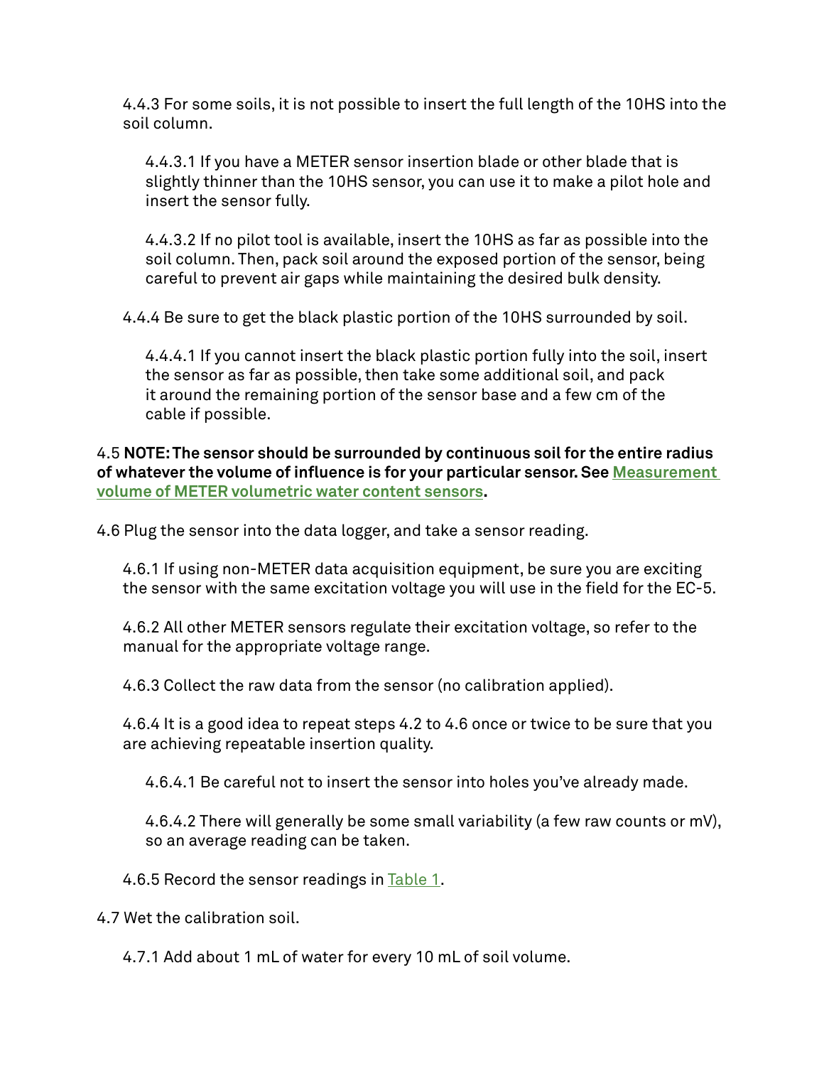4.4.3 For some soils, it is not possible to insert the full length of the 10HS into the soil column.

4.4.3.1 If you have a METER sensor insertion blade or other blade that is slightly thinner than the 10HS sensor, you can use it to make a pilot hole and insert the sensor fully.

4.4.3.2 If no pilot tool is available, insert the 10HS as far as possible into the soil column. Then, pack soil around the exposed portion of the sensor, being careful to prevent air gaps while maintaining the desired bulk density.

4.4.4 Be sure to get the black plastic portion of the 10HS surrounded by soil.

4.4.4.1 If you cannot insert the black plastic portion fully into the soil, insert the sensor as far as possible, then take some additional soil, and pack it around the remaining portion of the sensor base and a few cm of the cable if possible.

4.5 **NOTE: The sensor should be surrounded by continuous soil for the entire radius of whatever the volume of influence is for your particular sensor. See Measurement volume of METER volumetric water content sensors.**

4.6 Plug the sensor into the data logger, and take a sensor reading.

4.6.1 If using non-METER data acquisition equipment, be sure you are exciting the sensor with the same excitation voltage you will use in the field for the EC-5.

4.6.2 All other METER sensors regulate their excitation voltage, so refer to the manual for the appropriate voltage range.

4.6.3 Collect the raw data from the sensor (no calibration applied).

4.6.4 It is a good idea to repeat steps 4.2 to 4.6 once or twice to be sure that you are achieving repeatable insertion quality.

4.6.4.1 Be careful not to insert the sensor into holes you've already made.

4.6.4.2 There will generally be some small variability (a few raw counts or mV), so an average reading can be taken.

4.6.5 Record the sensor readings in Table 1.

4.7 Wet the calibration soil.

4.7.1 Add about 1 mL of water for every 10 mL of soil volume.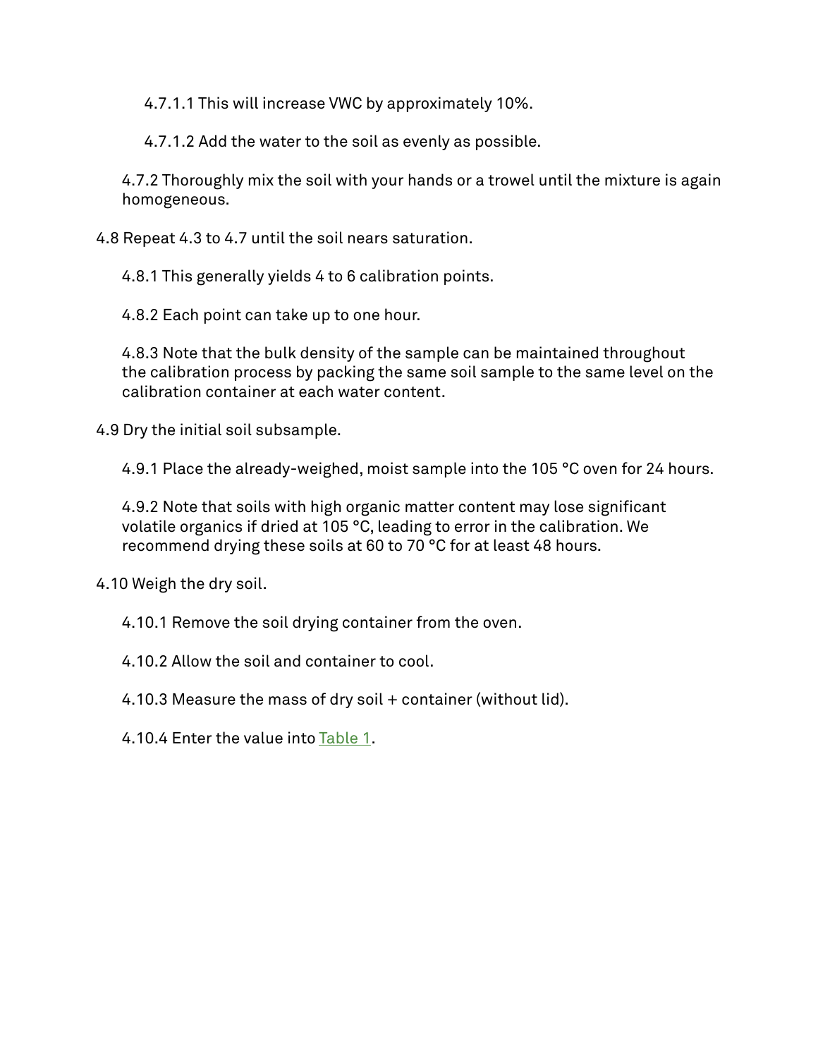4.7.1.1 This will increase VWC by approximately 10%.

4.7.1.2 Add the water to the soil as evenly as possible.

4.7.2 Thoroughly mix the soil with your hands or a trowel until the mixture is again homogeneous.

4.8 Repeat 4.3 to 4.7 until the soil nears saturation.

4.8.1 This generally yields 4 to 6 calibration points.

4.8.2 Each point can take up to one hour.

4.8.3 Note that the bulk density of the sample can be maintained throughout the calibration process by packing the same soil sample to the same level on the calibration container at each water content.

4.9 Dry the initial soil subsample.

4.9.1 Place the already-weighed, moist sample into the 105 °C oven for 24 hours.

4.9.2 Note that soils with high organic matter content may lose significant volatile organics if dried at 105 °C, leading to error in the calibration. We recommend drying these soils at 60 to 70 °C for at least 48 hours.

4.10 Weigh the dry soil.

4.10.1 Remove the soil drying container from the oven.

4.10.2 Allow the soil and container to cool.

4.10.3 Measure the mass of dry soil + container (without lid).

4.10.4 Enter the value into Table 1.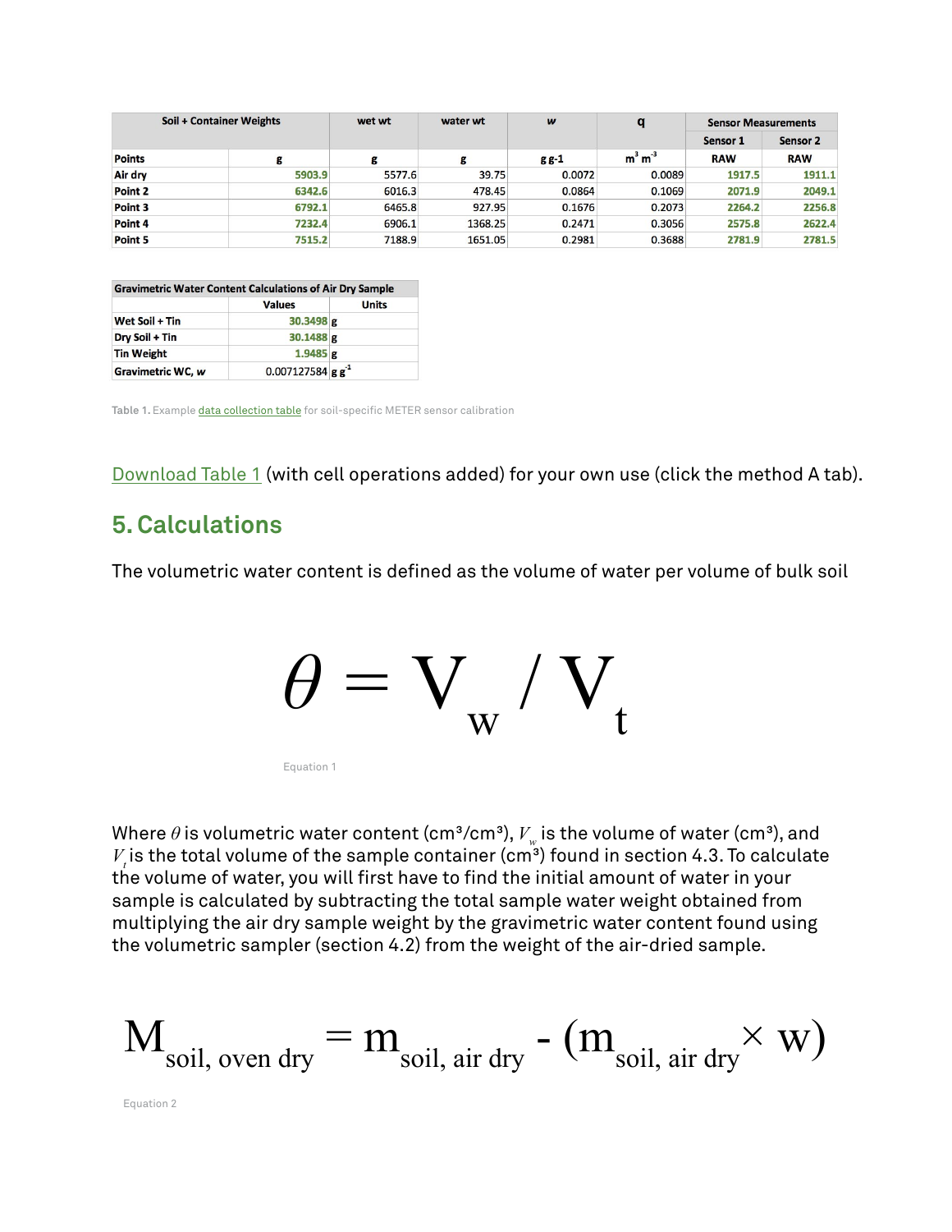| Soil + Container Weights | | wet wt | water wt | w | q | Sensor Measurements | |
|---|---|---|---|---|---|---|---|
| | | | | | | Sensor 1 | Sensor 2 |
| Points | g | g | g | g g-1 | $m^3$ $m^{-3}$ | RAW | RAW |
| Air dry | 5903.9 | 5577.6 | 39.75 | 0.0072 | 0.0089 | 1917.5 | 1911.1 |
| Point 2 | 6342.6 | 6016.3 | 478.45 | 0.0864 | 0.1069 | 2071.9 | 2049.1 |
| Point 3 | 6792.1 | 6465.8 | 927.95 | 0.1676 | 0.2073 | 2264.2 | 2256.8 |
| Point 4 | 7232.4 | 6906.1 | 1368.25 | 0.2471 | 0.3056 | 2575.8 | 2622.4 |
| Point 5 | 7515.2 | 7188.9 | 1651.05 | 0.2981 | 0.3688 | 2781.9 | 2781.5 |

| Gravimetric Water Content Calculations of Air Dry Sample | | |
|---|---|---|
| | Values | Units |
| Wet Soil + Tin | 30.3498 | g |
| Dry Soil + Tin | 30.1488 | g |
| Tin Weight | 1.9485 | g |
| Gravimetric WC, *w* | 0.007127584 | g $g^{-1}$ |

**Table 1.** Example data collection table for soil-specific METER sensor calibration

Download Table 1 (with cell operations added) for your own use (click the method A tab).

## 5. Calculations

The volumetric water content is defined as the volume of water per volume of bulk soil

$$\theta = V_w / V_t$$

Equation 1

Where $\theta$ is volumetric water content (cm³/cm³), $V_w$ is the volume of water (cm³), and $V_t$ is the total volume of the sample container (cm³) found in section 4.3. To calculate the volume of water, you will first have to find the initial amount of water in your sample is calculated by subtracting the total sample water weight obtained from multiplying the air dry sample weight by the gravimetric water content found using the volumetric sampler (section 4.2) from the weight of the air-dried sample.

$$M_{\text{soil, oven dry}} = m_{\text{soil, air dry}} - (m_{\text{soil, air dry}} \times w)$$

Equation 2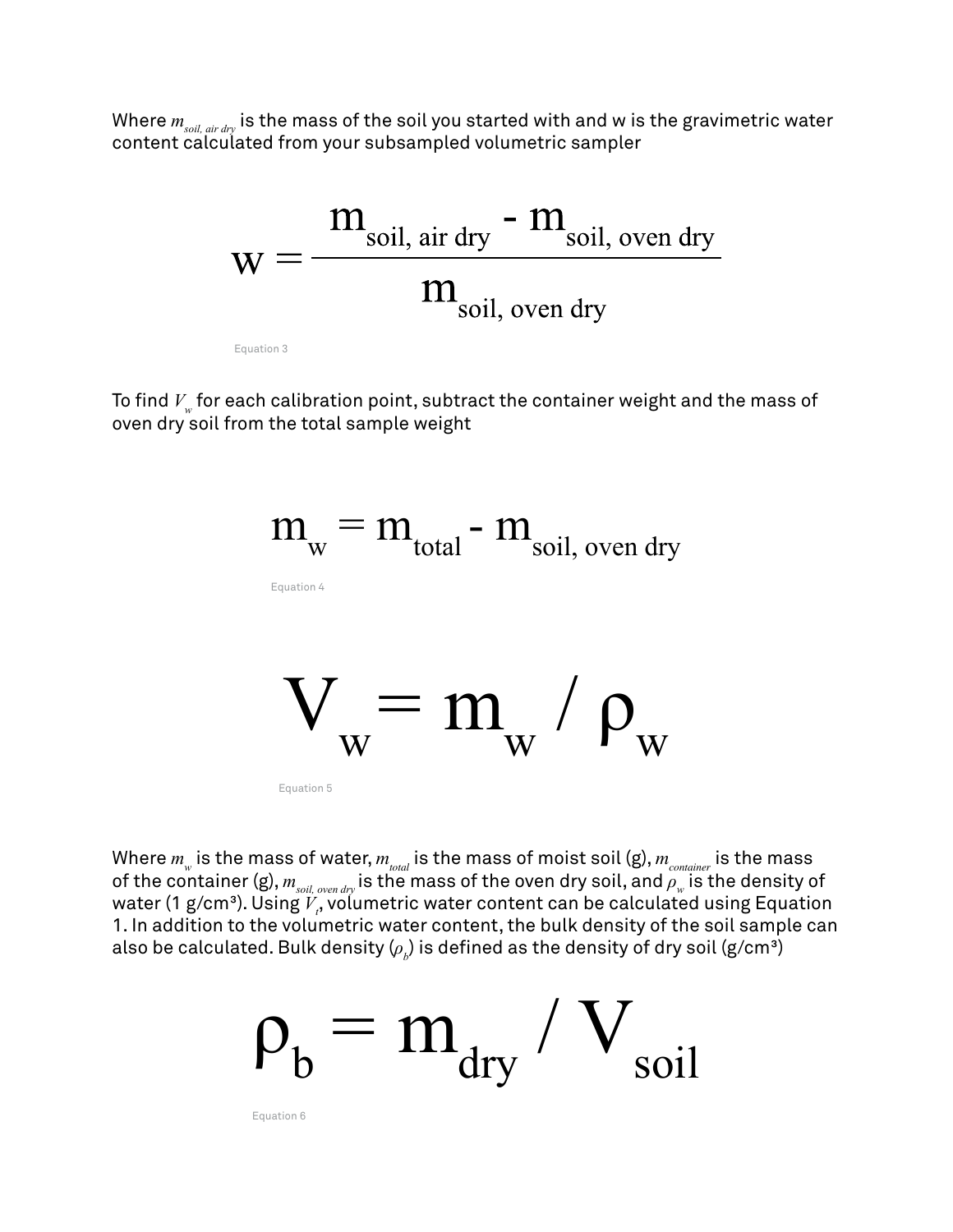Where $m_{soil, air dry}$ is the mass of the soil you started with and w is the gravimetric water content calculated from your subsampled volumetric sampler

$$w = \frac{m_{soil, air dry} - m_{soil, oven dry}}{m_{soil, oven dry}}$$

Equation 3

To find $V_w$ for each calibration point, subtract the container weight and the mass of oven dry soil from the total sample weight

$$m_w = m_{total} - m_{soil, oven dry}$$

Equation 4

$$V_w = m_w / \rho_w$$

Equation 5

Where $m_w$ is the mass of water, $m_{total}$ is the mass of moist soil (g), $m_{container}$ is the mass of the container (g), $m_{soil, oven dry}$ is the mass of the oven dry soil, and $\rho_w$ is the density of water (1 g/cm³). Using $V_t$, volumetric water content can be calculated using Equation 1. In addition to the volumetric water content, the bulk density of the soil sample can also be calculated. Bulk density ($\rho_b$) is defined as the density of dry soil (g/cm³)

$$\rho_b = m_{dry} / V_{soil}$$

Equation 6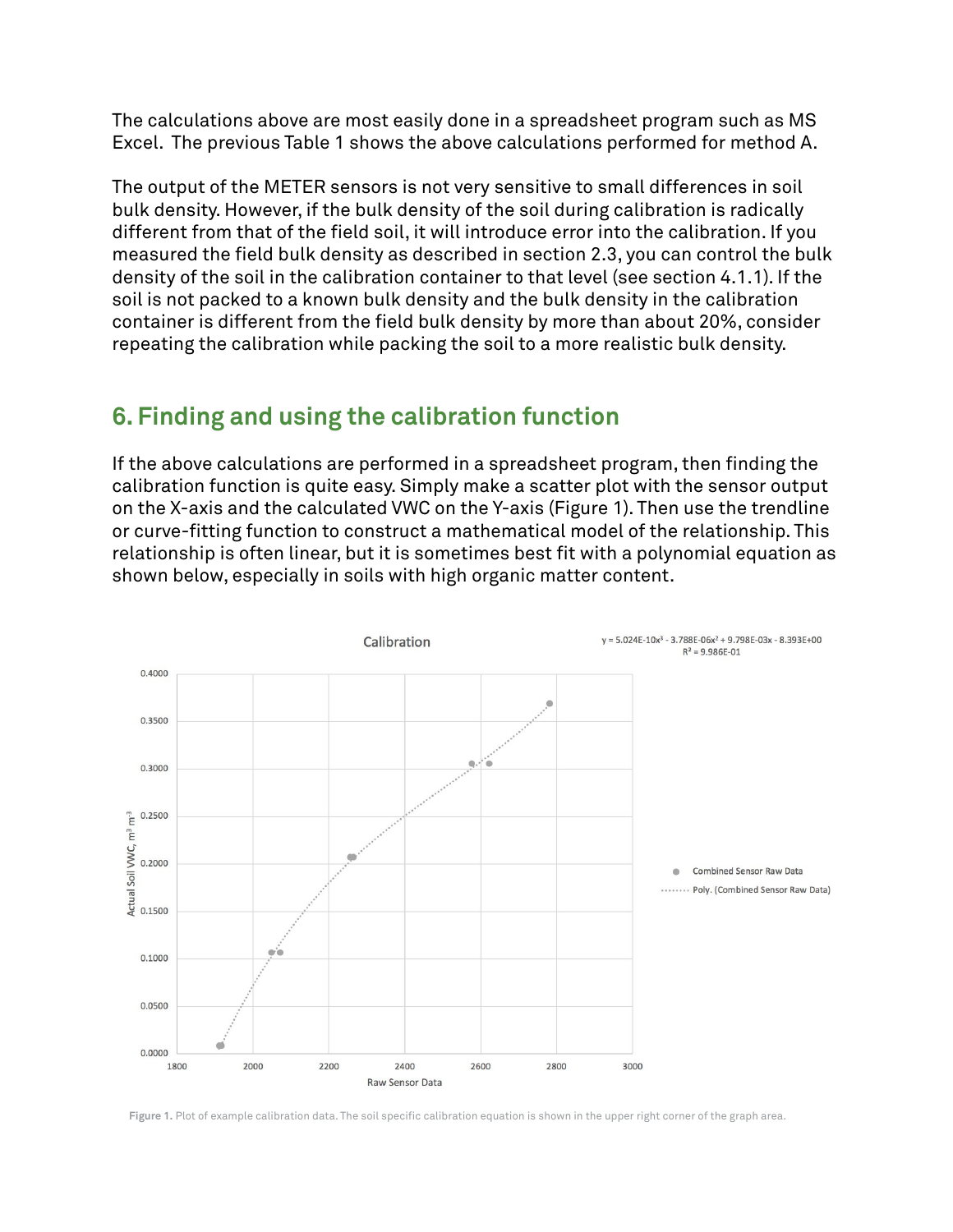The calculations above are most easily done in a spreadsheet program such as MS Excel. The previous Table 1 shows the above calculations performed for method A.

The output of the METER sensors is not very sensitive to small differences in soil bulk density. However, if the bulk density of the soil during calibration is radically different from that of the field soil, it will introduce error into the calibration. If you measured the field bulk density as described in section 2.3, you can control the bulk density of the soil in the calibration container to that level (see section 4.1.1). If the soil is not packed to a known bulk density and the bulk density in the calibration container is different from the field bulk density by more than about 20%, consider repeating the calibration while packing the soil to a more realistic bulk density.

## 6. Finding and using the calibration function

If the above calculations are performed in a spreadsheet program, then finding the calibration function is quite easy. Simply make a scatter plot with the sensor output on the X-axis and the calculated VWC on the Y-axis (Figure 1). Then use the trendline or curve-fitting function to construct a mathematical model of the relationship. This relationship is often linear, but it is sometimes best fit with a polynomial equation as shown below, especially in soils with high organic matter content.

Calibration

$y = 5.024E\text{-}10x^3 - 3.788E\text{-}06x^2 + 9.798E\text{-}03x - 8.393E\text{+}00$

$R^2 = 9.986E\text{-}01$

Actual Soil VWC, $m^3\ m^{-3}$

0.4000
0.3500
0.3000
0.2500
0.2000
0.1500
0.1000
0.0500
0.0000

1800 2000 2200 2400 2600 2800 3000

Raw Sensor Data

Combined Sensor Raw Data

Poly. (Combined Sensor Raw Data)

**Figure 1.** Plot of example calibration data. The soil specific calibration equation is shown in the upper right corner of the graph area.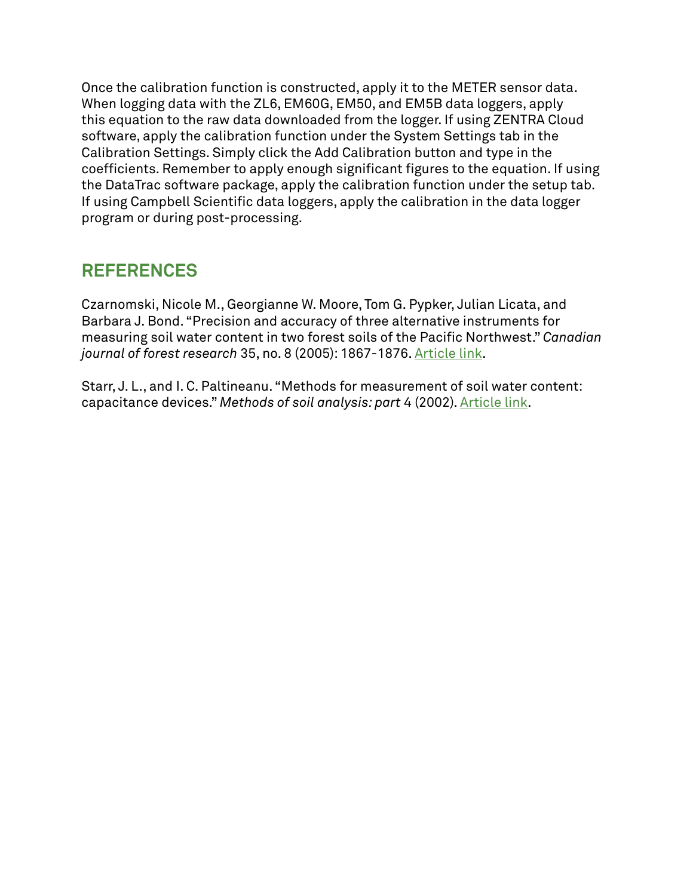Once the calibration function is constructed, apply it to the METER sensor data. When logging data with the ZL6, EM60G, EM50, and EM5B data loggers, apply this equation to the raw data downloaded from the logger. If using ZENTRA Cloud software, apply the calibration function under the System Settings tab in the Calibration Settings. Simply click the Add Calibration button and type in the coefficients. Remember to apply enough significant figures to the equation. If using the DataTrac software package, apply the calibration function under the setup tab. If using Campbell Scientific data loggers, apply the calibration in the data logger program or during post-processing.

## REFERENCES

Czarnomski, Nicole M., Georgianne W. Moore, Tom G. Pypker, Julian Licata, and Barbara J. Bond. "Precision and accuracy of three alternative instruments for measuring soil water content in two forest soils of the Pacific Northwest." *Canadian journal of forest research* 35, no. 8 (2005): 1867-1876. Article link.

Starr, J. L., and I. C. Paltineanu. "Methods for measurement of soil water content: capacitance devices." *Methods of soil analysis: part* 4 (2002). Article link.